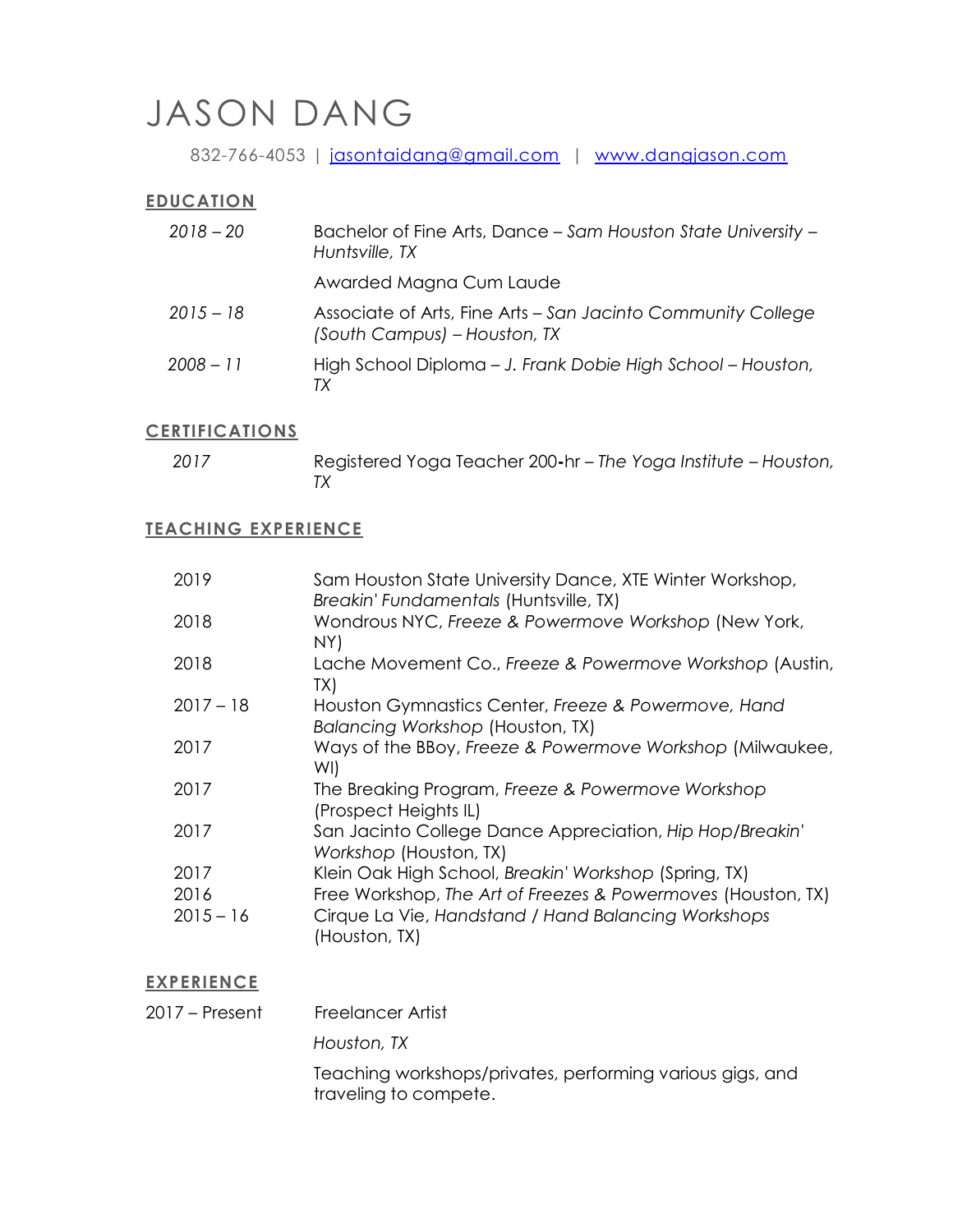# JASON DANG

832-766-4053 | jasontaidang@gmail.com | www.dangjason.com

## EDUCATION

| | |
|---|---|
| *2018 – 20* | Bachelor of Fine Arts, Dance – *Sam Houston State University – Huntsville, TX* |
| | Awarded Magna Cum Laude |
| *2015 – 18* | Associate of Arts, Fine Arts – *San Jacinto Community College (South Campus) – Houston, TX* |
| *2008 – 11* | High School Diploma – *J. Frank Dobie High School – Houston, TX* |

## CERTIFICATIONS

| | |
|---|---|
| *2017* | Registered Yoga Teacher 200-hr – *The Yoga Institute – Houston, TX* |

## TEACHING EXPERIENCE

| | |
|---|---|
| 2019 | Sam Houston State University Dance, XTE Winter Workshop, *Breakin' Fundamentals* (Huntsville, TX) |
| 2018 | Wondrous NYC, *Freeze & Powermove Workshop* (New York, NY) |
| 2018 | Lache Movement Co., *Freeze & Powermove Workshop* (Austin, TX) |
| 2017 – 18 | Houston Gymnastics Center, *Freeze & Powermove, Hand Balancing Workshop* (Houston, TX) |
| 2017 | Ways of the BBoy, *Freeze & Powermove Workshop* (Milwaukee, WI) |
| 2017 | The Breaking Program, *Freeze & Powermove Workshop* (Prospect Heights IL) |
| 2017 | San Jacinto College Dance Appreciation, *Hip Hop/Breakin' Workshop* (Houston, TX) |
| 2017 | Klein Oak High School, *Breakin' Workshop* (Spring, TX) |
| 2016 | Free Workshop, *The Art of Freezes & Powermoves* (Houston, TX) |
| 2015 – 16 | Cirque La Vie, *Handstand / Hand Balancing Workshops* (Houston, TX) |

## EXPERIENCE

| | |
|---|---|
| 2017 – Present | Freelancer Artist |
| | *Houston, TX* |
| | Teaching workshops/privates, performing various gigs, and traveling to compete. |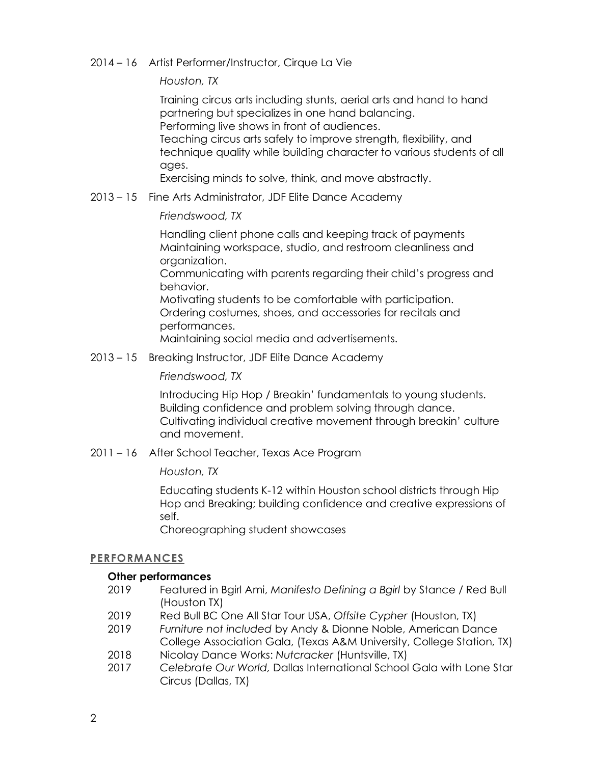2014 – 16 Artist Performer/Instructor, Cirque La Vie

*Houston, TX*

Training circus arts including stunts, aerial arts and hand to hand partnering but specializes in one hand balancing.
Performing live shows in front of audiences.
Teaching circus arts safely to improve strength, flexibility, and technique quality while building character to various students of all ages.
Exercising minds to solve, think, and move abstractly.

2013 – 15 Fine Arts Administrator, JDF Elite Dance Academy

*Friendswood, TX*

Handling client phone calls and keeping track of payments
Maintaining workspace, studio, and restroom cleanliness and organization.
Communicating with parents regarding their child's progress and behavior.
Motivating students to be comfortable with participation.
Ordering costumes, shoes, and accessories for recitals and performances.
Maintaining social media and advertisements.

2013 – 15 Breaking Instructor, JDF Elite Dance Academy

*Friendswood, TX*

Introducing Hip Hop / Breakin' fundamentals to young students.
Building confidence and problem solving through dance.
Cultivating individual creative movement through breakin' culture and movement.

2011 – 16 After School Teacher, Texas Ace Program

*Houston, TX*

Educating students K-12 within Houston school districts through Hip Hop and Breaking; building confidence and creative expressions of self.
Choreographing student showcases

## PERFORMANCES

**Other performances**

2019 Featured in Bgirl Ami, *Manifesto Defining a Bgirl* by Stance / Red Bull (Houston TX)
2019 Red Bull BC One All Star Tour USA, *Offsite Cypher* (Houston, TX)
2019 *Furniture not included* by Andy & Dionne Noble, American Dance College Association Gala, (Texas A&M University, College Station, TX)
2018 Nicolay Dance Works: *Nutcracker* (Huntsville, TX)
2017 *Celebrate Our World,* Dallas International School Gala with Lone Star Circus (Dallas, TX)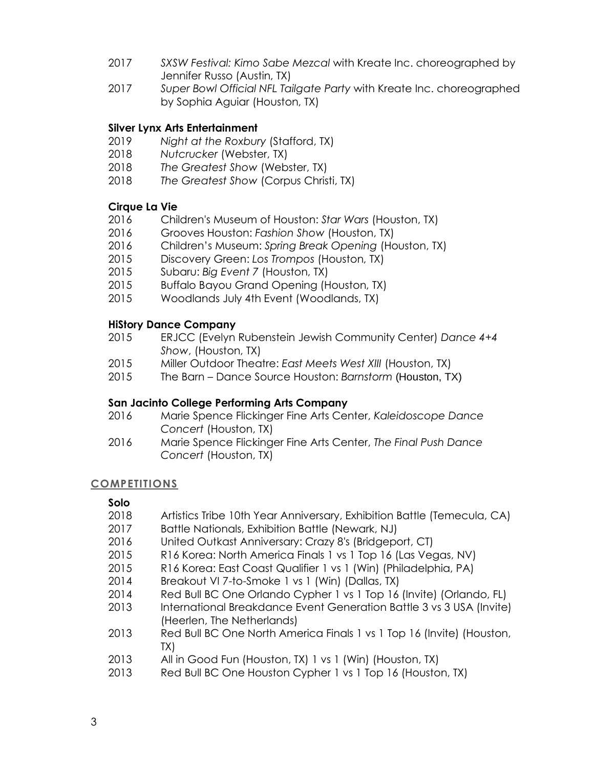2017 *SXSW Festival: Kimo Sabe Mezcal* with Kreate Inc. choreographed by Jennifer Russo (Austin, TX)
2017 *Super Bowl Official NFL Tailgate Party* with Kreate Inc. choreographed by Sophia Aguiar (Houston, TX)

**Silver Lynx Arts Entertainment**
2019 *Night at the Roxbury* (Stafford, TX)
2018 *Nutcrucker* (Webster, TX)
2018 *The Greatest Show* (Webster, TX)
2018 *The Greatest Show* (Corpus Christi, TX)

**Cirque La Vie**
2016 Children's Museum of Houston: *Star Wars* (Houston, TX)
2016 Grooves Houston: *Fashion Show* (Houston, TX)
2016 Children's Museum: *Spring Break Opening* (Houston, TX)
2015 Discovery Green: *Los Trompos* (Houston, TX)
2015 Subaru: *Big Event 7* (Houston, TX)
2015 Buffalo Bayou Grand Opening (Houston, TX)
2015 Woodlands July 4th Event (Woodlands, TX)

**HiStory Dance Company**
2015 ERJCC (Evelyn Rubenstein Jewish Community Center) *Dance 4+4 Show*, (Houston, TX)
2015 Miller Outdoor Theatre: *East Meets West XIII* (Houston, TX)
2015 The Barn – Dance Source Houston: *Barnstorm* (Houston, TX)

**San Jacinto College Performing Arts Company**
2016 Marie Spence Flickinger Fine Arts Center, *Kaleidoscope Dance Concert* (Houston, TX)
2016 Marie Spence Flickinger Fine Arts Center, *The Final Push Dance Concert* (Houston, TX)

## COMPETITIONS

**Solo**
2018 Artistics Tribe 10th Year Anniversary, Exhibition Battle (Temecula, CA)
2017 Battle Nationals, Exhibition Battle (Newark, NJ)
2016 United Outkast Anniversary: Crazy 8's (Bridgeport, CT)
2015 R16 Korea: North America Finals 1 vs 1 Top 16 (Las Vegas, NV)
2015 R16 Korea: East Coast Qualifier 1 vs 1 (Win) (Philadelphia, PA)
2014 Breakout VI 7-to-Smoke 1 vs 1 (Win) (Dallas, TX)
2014 Red Bull BC One Orlando Cypher 1 vs 1 Top 16 (Invite) (Orlando, FL)
2013 International Breakdance Event Generation Battle 3 vs 3 USA (Invite) (Heerlen, The Netherlands)
2013 Red Bull BC One North America Finals 1 vs 1 Top 16 (Invite) (Houston, TX)
2013 All in Good Fun (Houston, TX) 1 vs 1 (Win) (Houston, TX)
2013 Red Bull BC One Houston Cypher 1 vs 1 Top 16 (Houston, TX)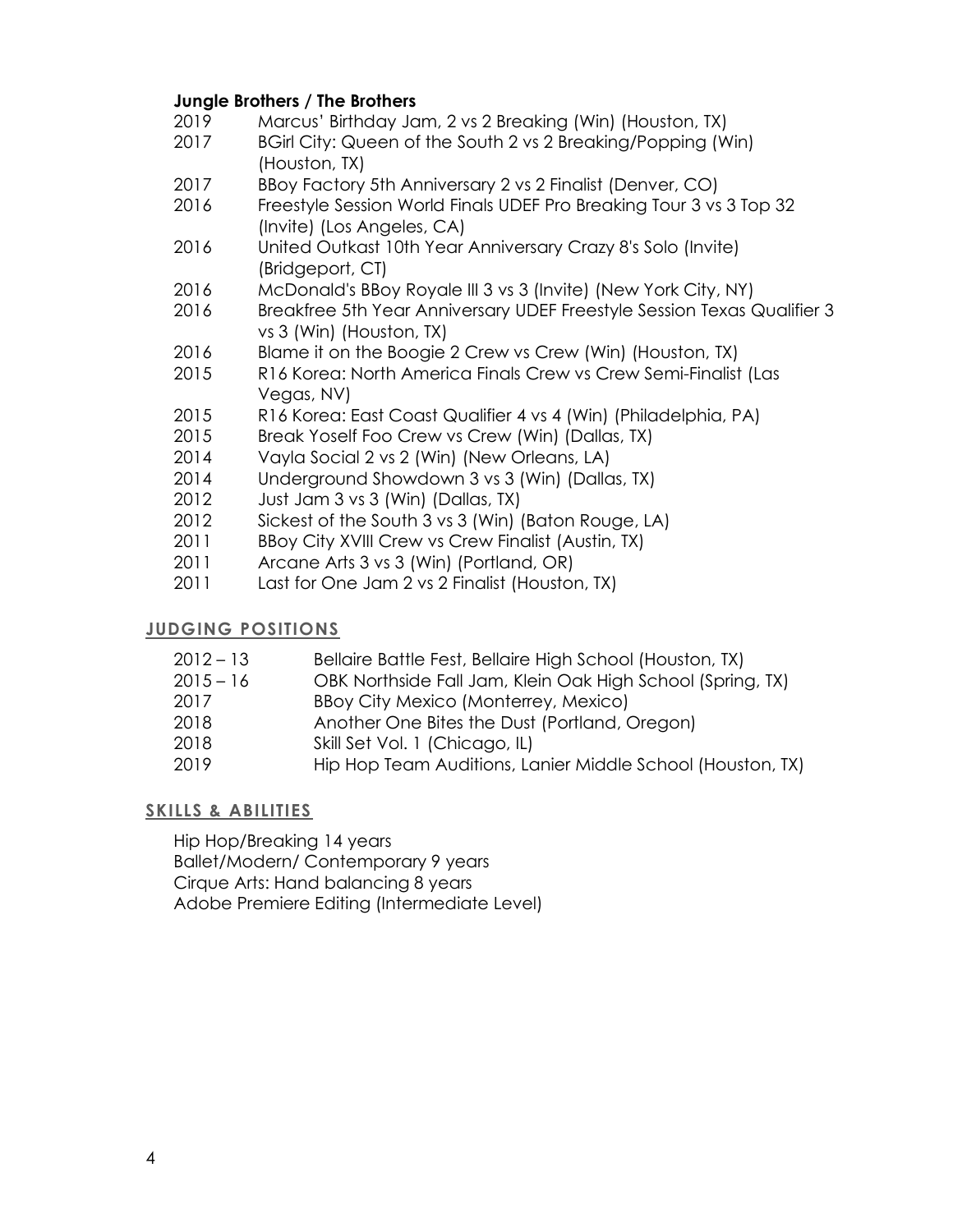**Jungle Brothers / The Brothers**

| | |
|---|---|
| 2019 | Marcus' Birthday Jam, 2 vs 2 Breaking (Win) (Houston, TX) |
| 2017 | BGirl City: Queen of the South 2 vs 2 Breaking/Popping (Win) (Houston, TX) |
| 2017 | BBoy Factory 5th Anniversary 2 vs 2 Finalist (Denver, CO) |
| 2016 | Freestyle Session World Finals UDEF Pro Breaking Tour 3 vs 3 Top 32 (Invite) (Los Angeles, CA) |
| 2016 | United Outkast 10th Year Anniversary Crazy 8's Solo (Invite) (Bridgeport, CT) |
| 2016 | McDonald's BBoy Royale III 3 vs 3 (Invite) (New York City, NY) |
| 2016 | Breakfree 5th Year Anniversary UDEF Freestyle Session Texas Qualifier 3 vs 3 (Win) (Houston, TX) |
| 2016 | Blame it on the Boogie 2 Crew vs Crew (Win) (Houston, TX) |
| 2015 | R16 Korea: North America Finals Crew vs Crew Semi-Finalist (Las Vegas, NV) |
| 2015 | R16 Korea: East Coast Qualifier 4 vs 4 (Win) (Philadelphia, PA) |
| 2015 | Break Yoself Foo Crew vs Crew (Win) (Dallas, TX) |
| 2014 | Vayla Social 2 vs 2 (Win) (New Orleans, LA) |
| 2014 | Underground Showdown 3 vs 3 (Win) (Dallas, TX) |
| 2012 | Just Jam 3 vs 3 (Win) (Dallas, TX) |
| 2012 | Sickest of the South 3 vs 3 (Win) (Baton Rouge, LA) |
| 2011 | BBoy City XVIII Crew vs Crew Finalist (Austin, TX) |
| 2011 | Arcane Arts 3 vs 3 (Win) (Portland, OR) |
| 2011 | Last for One Jam 2 vs 2 Finalist (Houston, TX) |

## JUDGING POSITIONS

| | |
|---|---|
| 2012 – 13 | Bellaire Battle Fest, Bellaire High School (Houston, TX) |
| 2015 – 16 | OBK Northside Fall Jam, Klein Oak High School (Spring, TX) |
| 2017 | BBoy City Mexico (Monterrey, Mexico) |
| 2018 | Another One Bites the Dust (Portland, Oregon) |
| 2018 | Skill Set Vol. 1 (Chicago, IL) |
| 2019 | Hip Hop Team Auditions, Lanier Middle School (Houston, TX) |

## SKILLS & ABILITIES

Hip Hop/Breaking 14 years
Ballet/Modern/ Contemporary 9 years
Cirque Arts: Hand balancing 8 years
Adobe Premiere Editing (Intermediate Level)